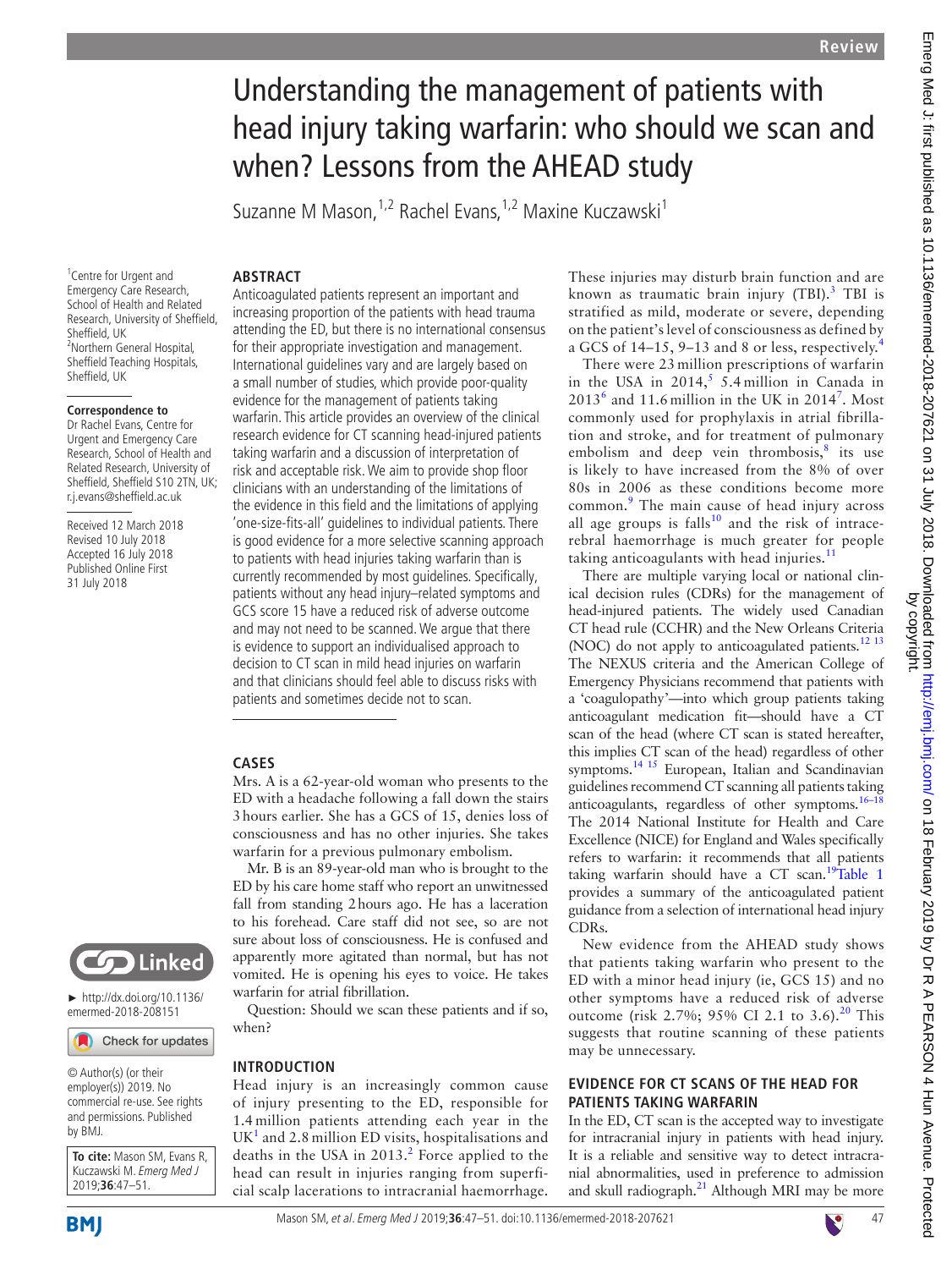# Understanding the management of patients with head injury taking warfarin: who should we scan and when? Lessons from the AHEAD study

Suzanne M Mason,[1,2] Rachel Evans,[1,2] Maxine Kuczawski[1]

[1]Centre for Urgent and Emergency Care Research, School of Health and Related Research, University of Sheffield, Sheffield, UK
[2]Northern General Hospital, Sheffield Teaching Hospitals, Sheffield, UK

**Correspondence to**
Dr Rachel Evans, Centre for Urgent and Emergency Care Research, School of Health and Related Research, University of Sheffield, Sheffield S10 2TN, UK; r.j.evans@sheffield.ac.uk

Received 12 March 2018
Revised 10 July 2018
Accepted 16 July 2018
Published Online First 31 July 2018

► http://dx.doi.org/10.1136/emermed-2018-208151

© Author(s) (or their employer(s)) 2019. No commercial re-use. See rights and permissions. Published by BMJ.

**To cite:** Mason SM, Evans R, Kuczawski M. *Emerg Med J* 2019;**36**:47–51.

## ABSTRACT

Anticoagulated patients represent an important and increasing proportion of the patients with head trauma attending the ED, but there is no international consensus for their appropriate investigation and management. International guidelines vary and are largely based on a small number of studies, which provide poor-quality evidence for the management of patients taking warfarin. This article provides an overview of the clinical research evidence for CT scanning head-injured patients taking warfarin and a discussion of interpretation of risk and acceptable risk. We aim to provide shop floor clinicians with an understanding of the limitations of the evidence in this field and the limitations of applying 'one-size-fits-all' guidelines to individual patients. There is good evidence for a more selective scanning approach to patients with head injuries taking warfarin than is currently recommended by most guidelines. Specifically, patients without any head injury–related symptoms and GCS score 15 have a reduced risk of adverse outcome and may not need to be scanned. We argue that there is evidence to support an individualised approach to decision to CT scan in mild head injuries on warfarin and that clinicians should feel able to discuss risks with patients and sometimes decide not to scan.

## CASES

Mrs. A is a 62-year-old woman who presents to the ED with a headache following a fall down the stairs 3 hours earlier. She has a GCS of 15, denies loss of consciousness and has no other injuries. She takes warfarin for a previous pulmonary embolism.

Mr. B is an 89-year-old man who is brought to the ED by his care home staff who report an unwitnessed fall from standing 2 hours ago. He has a laceration to his forehead. Care staff did not see, so are not sure about loss of consciousness. He is confused and apparently more agitated than normal, but has not vomited. He is opening his eyes to voice. He takes warfarin for atrial fibrillation.

Question: Should we scan these patients and if so, when?

## INTRODUCTION

Head injury is an increasingly common cause of injury presenting to the ED, responsible for 1.4 million patients attending each year in the UK[1] and 2.8 million ED visits, hospitalisations and deaths in the USA in 2013.[2] Force applied to the head can result in injuries ranging from superficial scalp lacerations to intracranial haemorrhage. These injuries may disturb brain function and are known as traumatic brain injury (TBI).[3] TBI is stratified as mild, moderate or severe, depending on the patient's level of consciousness as defined by a GCS of 14–15, 9–13 and 8 or less, respectively.[4]

There were 23 million prescriptions of warfarin in the USA in 2014,[5] 5.4 million in Canada in 2013[6] and 11.6 million in the UK in 2014[7]. Most commonly used for prophylaxis in atrial fibrillation and stroke, and for treatment of pulmonary embolism and deep vein thrombosis,[8] its use is likely to have increased from the 8% of over 80s in 2006 as these conditions become more common.[9] The main cause of head injury across all age groups is falls[10] and the risk of intracerebral haemorrhage is much greater for people taking anticoagulants with head injuries.[11]

There are multiple varying local or national clinical decision rules (CDRs) for the management of head-injured patients. The widely used Canadian CT head rule (CCHR) and the New Orleans Criteria (NOC) do not apply to anticoagulated patients.[12,13] The NEXUS criteria and the American College of Emergency Physicians recommend that patients with a 'coagulopathy'—into which group patients taking anticoagulant medication fit—should have a CT scan of the head (where CT scan is stated hereafter, this implies CT scan of the head) regardless of other symptoms.[14,15] European, Italian and Scandinavian guidelines recommend CT scanning all patients taking anticoagulants, regardless of other symptoms.[16–18] The 2014 National Institute for Health and Care Excellence (NICE) for England and Wales specifically refers to warfarin: it recommends that all patients taking warfarin should have a CT scan.[19] Table 1 provides a summary of the anticoagulated patient guidance from a selection of international head injury CDRs.

New evidence from the AHEAD study shows that patients taking warfarin who present to the ED with a minor head injury (ie, GCS 15) and no other symptoms have a reduced risk of adverse outcome (risk 2.7%; 95% CI 2.1 to 3.6).[20] This suggests that routine scanning of these patients may be unnecessary.

## EVIDENCE FOR CT SCANS OF THE HEAD FOR PATIENTS TAKING WARFARIN

In the ED, CT scan is the accepted way to investigate for intracranial injury in patients with head injury. It is a reliable and sensitive way to detect intracranial abnormalities, used in preference to admission and skull radiograph.[21] Although MRI may be more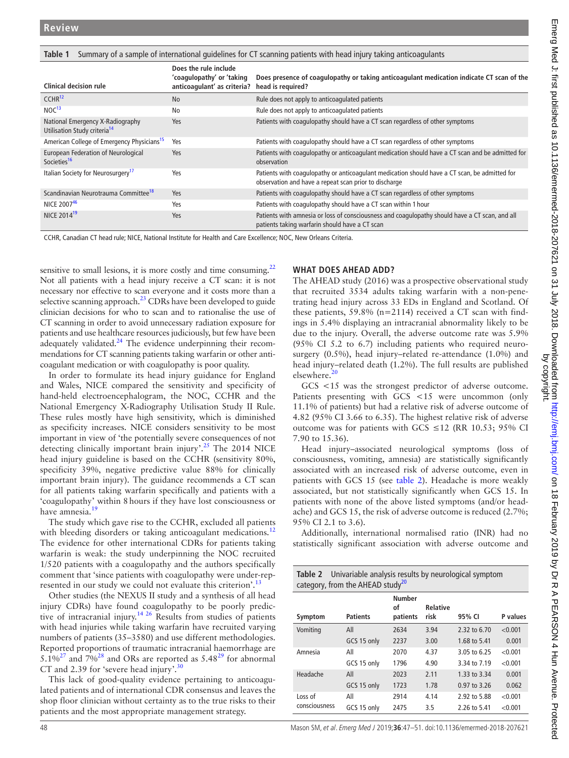**Table 1** Summary of a sample of international guidelines for CT scanning patients with head injury taking anticoagulants

| Clinical decision rule | Does the rule include 'coagulopathy' or 'taking anticoagulant' as criteria? | Does presence of coagulopathy or taking anticoagulant medication indicate CT scan of the head is required? |
|---|---|---|
| CCHR[12] | No | Rule does not apply to anticoagulated patients |
| NOC[13] | No | Rule does not apply to anticoagulated patients |
| National Emergency X-Radiography Utilisation Study criteria[14] | Yes | Patients with coagulopathy should have a CT scan regardless of other symptoms |
| American College of Emergency Physicians[15] | Yes | Patients with coagulopathy should have a CT scan regardless of other symptoms |
| European Federation of Neurological Societies[16] | Yes | Patients with coagulopathy or anticoagulant medication should have a CT scan and be admitted for observation |
| Italian Society for Neurosurgery[17] | Yes | Patients with coagulopathy or anticoagulant medication should have a CT scan, be admitted for observation and have a repeat scan prior to discharge |
| Scandinavian Neurotrauma Committee[18] | Yes | Patients with coagulopathy should have a CT scan regardless of other symptoms |
| NICE 2007[46] | Yes | Patients with coagulopathy should have a CT scan within 1 hour |
| NICE 2014[19] | Yes | Patients with amnesia or loss of consciousness and coagulopathy should have a CT scan, and all patients taking warfarin should have a CT scan |

CCHR, Canadian CT head rule; NICE, National Institute for Health and Care Excellence; NOC, New Orleans Criteria.

sensitive to small lesions, it is more costly and time consuming.[22] Not all patients with a head injury receive a CT scan: it is not necessary nor effective to scan everyone and it costs more than a selective scanning approach.[23] CDRs have been developed to guide clinician decisions for who to scan and to rationalise the use of CT scanning in order to avoid unnecessary radiation exposure for patients and use healthcare resources judiciously, but few have been adequately validated.[24] The evidence underpinning their recommendations for CT scanning patients taking warfarin or other anticoagulant medication or with coagulopathy is poor quality.

In order to formulate its head injury guidance for England and Wales, NICE compared the sensitivity and specificity of hand-held electroencephalogram, the NOC, CCHR and the National Emergency X-Radiography Utilisation Study II Rule. These rules mostly have high sensitivity, which is diminished as specificity increases. NICE considers sensitivity to be most important in view of 'the potentially severe consequences of not detecting clinically important brain injury'.[25] The 2014 NICE head injury guideline is based on the CCHR (sensitivity 80%, specificity 39%, negative predictive value 88% for clinically important brain injury). The guidance recommends a CT scan for all patients taking warfarin specifically and patients with a 'coagulopathy' within 8 hours if they have lost consciousness or have amnesia.[19]

The study which gave rise to the CCHR, excluded all patients with bleeding disorders or taking anticoagulant medications.[12] The evidence for other international CDRs for patients taking warfarin is weak: the study underpinning the NOC recruited 1/520 patients with a coagulopathy and the authors specifically comment that 'since patients with coagulopathy were under-represented in our study we could not evaluate this criterion'.[13]

Other studies (the NEXUS II study and a synthesis of all head injury CDRs) have found coagulopathy to be poorly predictive of intracranial injury.[14 26] Results from studies of patients with head injuries while taking warfarin have recruited varying numbers of patients (35–3580) and use different methodologies. Reported proportions of traumatic intracranial haemorrhage are 5.1%[27] and 7%[28] and ORs are reported as 5.48[29] for abnormal CT and 2.39 for 'severe head injury'.[30]

This lack of good-quality evidence pertaining to anticoagulated patients and of international CDR consensus and leaves the shop floor clinician without certainty as to the true risks to their patients and the most appropriate management strategy.

## WHAT DOES AHEAD ADD?

The AHEAD study (2016) was a prospective observational study that recruited 3534 adults taking warfarin with a non-penetrating head injury across 33 EDs in England and Scotland. Of these patients, 59.8% (n=2114) received a CT scan with findings in 5.4% displaying an intracranial abnormality likely to be due to the injury. Overall, the adverse outcome rate was 5.9% (95% CI 5.2 to 6.7) including patients who required neurosurgery (0.5%), head injury–related re-attendance (1.0%) and head injury–related death (1.2%). The full results are published elsewhere.[20]

GCS <15 was the strongest predictor of adverse outcome. Patients presenting with GCS <15 were uncommon (only 11.1% of patients) but had a relative risk of adverse outcome of 4.82 (95% CI 3.66 to 6.35). The highest relative risk of adverse outcome was for patients with GCS ≤12 (RR 10.53; 95% CI 7.90 to 15.36).

Head injury–associated neurological symptoms (loss of consciousness, vomiting, amnesia) are statistically significantly associated with an increased risk of adverse outcome, even in patients with GCS 15 (see table 2). Headache is more weakly associated, but not statistically significantly when GCS 15. In patients with none of the above listed symptoms (and/or headache) and GCS 15, the risk of adverse outcome is reduced (2.7%; 95% CI 2.1 to 3.6).

Additionally, international normalised ratio (INR) had no statistically significant association with adverse outcome and

**Table 2** Univariable analysis results by neurological symptom category, from the AHEAD study[20]

| Symptom | Patients | Number of patients | Relative risk | 95% CI | P values |
|---|---|---|---|---|---|
| Vomiting | All | 2634 | 3.94 | 2.32 to 6.70 | <0.001 |
| | GCS 15 only | 2237 | 3.00 | 1.68 to 5.41 | 0.001 |
| Amnesia | All | 2070 | 4.37 | 3.05 to 6.25 | <0.001 |
| | GCS 15 only | 1796 | 4.90 | 3.34 to 7.19 | <0.001 |
| Headache | All | 2023 | 2.11 | 1.33 to 3.34 | 0.001 |
| | GCS 15 only | 1723 | 1.78 | 0.97 to 3.26 | 0.062 |
| Loss of consciousness | All | 2914 | 4.14 | 2.92 to 5.88 | <0.001 |
| | GCS 15 only | 2475 | 3.5 | 2.26 to 5.41 | <0.001 |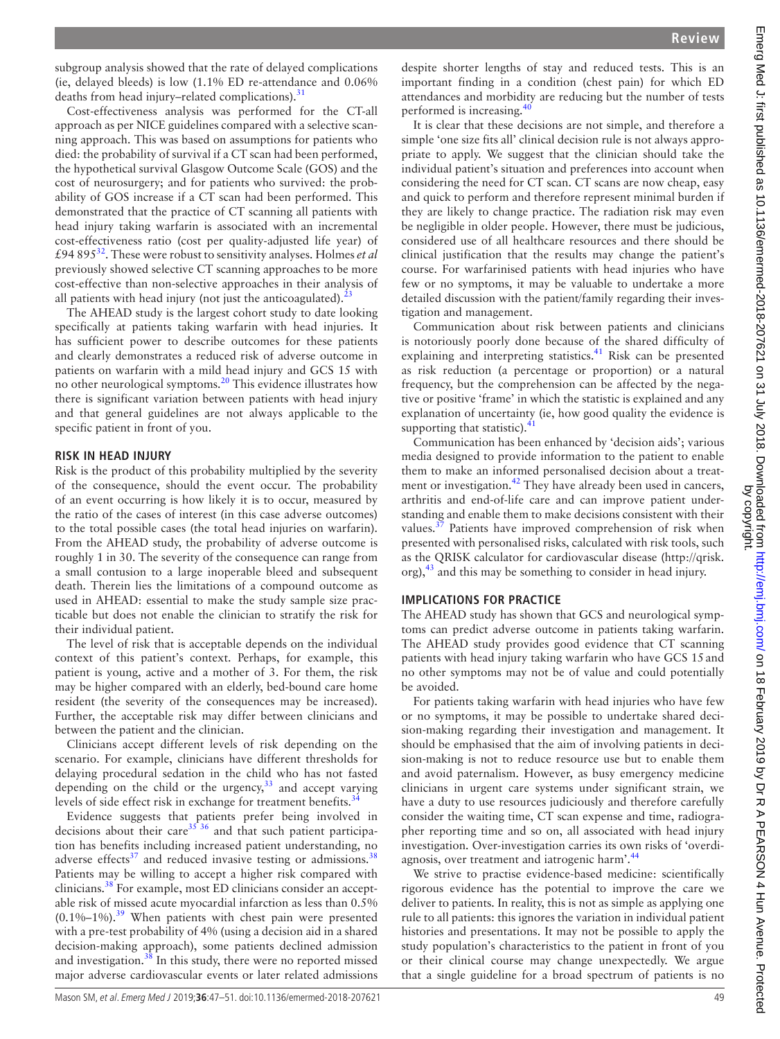subgroup analysis showed that the rate of delayed complications (ie, delayed bleeds) is low (1.1% ED re-attendance and 0.06% deaths from head injury–related complications).[31]

Cost-effectiveness analysis was performed for the CT-all approach as per NICE guidelines compared with a selective scanning approach. This was based on assumptions for patients who died: the probability of survival if a CT scan had been performed, the hypothetical survival Glasgow Outcome Scale (GOS) and the cost of neurosurgery; and for patients who survived: the probability of GOS increase if a CT scan had been performed. This demonstrated that the practice of CT scanning all patients with head injury taking warfarin is associated with an incremental cost-effectiveness ratio (cost per quality-adjusted life year) of £94 895[32]. These were robust to sensitivity analyses. Holmes *et al* previously showed selective CT scanning approaches to be more cost-effective than non-selective approaches in their analysis of all patients with head injury (not just the anticoagulated).[23]

The AHEAD study is the largest cohort study to date looking specifically at patients taking warfarin with head injuries. It has sufficient power to describe outcomes for these patients and clearly demonstrates a reduced risk of adverse outcome in patients on warfarin with a mild head injury and GCS 15 with no other neurological symptoms.[20] This evidence illustrates how there is significant variation between patients with head injury and that general guidelines are not always applicable to the specific patient in front of you.

## RISK IN HEAD INJURY

Risk is the product of this probability multiplied by the severity of the consequence, should the event occur. The probability of an event occurring is how likely it is to occur, measured by the ratio of the cases of interest (in this case adverse outcomes) to the total possible cases (the total head injuries on warfarin). From the AHEAD study, the probability of adverse outcome is roughly 1 in 30. The severity of the consequence can range from a small contusion to a large inoperable bleed and subsequent death. Therein lies the limitations of a compound outcome as used in AHEAD: essential to make the study sample size practicable but does not enable the clinician to stratify the risk for their individual patient.

The level of risk that is acceptable depends on the individual context of this patient's context. Perhaps, for example, this patient is young, active and a mother of 3. For them, the risk may be higher compared with an elderly, bed-bound care home resident (the severity of the consequences may be increased). Further, the acceptable risk may differ between clinicians and between the patient and the clinician.

Clinicians accept different levels of risk depending on the scenario. For example, clinicians have different thresholds for delaying procedural sedation in the child who has not fasted depending on the child or the urgency,[33] and accept varying levels of side effect risk in exchange for treatment benefits.[34]

Evidence suggests that patients prefer being involved in decisions about their care[35 36] and that such patient participation has benefits including increased patient understanding, no adverse effects[37] and reduced invasive testing or admissions.[38] Patients may be willing to accept a higher risk compared with clinicians.[38] For example, most ED clinicians consider an acceptable risk of missed acute myocardial infarction as less than 0.5% (0.1%–1%).[39] When patients with chest pain were presented with a pre-test probability of 4% (using a decision aid in a shared decision-making approach), some patients declined admission and investigation.[38] In this study, there were no reported missed major adverse cardiovascular events or later related admissions despite shorter lengths of stay and reduced tests. This is an important finding in a condition (chest pain) for which ED attendances and morbidity are reducing but the number of tests performed is increasing.[40]

It is clear that these decisions are not simple, and therefore a simple 'one size fits all' clinical decision rule is not always appropriate to apply. We suggest that the clinician should take the individual patient's situation and preferences into account when considering the need for CT scan. CT scans are now cheap, easy and quick to perform and therefore represent minimal burden if they are likely to change practice. The radiation risk may even be negligible in older people. However, there must be judicious, considered use of all healthcare resources and there should be clinical justification that the results may change the patient's course. For warfarinised patients with head injuries who have few or no symptoms, it may be valuable to undertake a more detailed discussion with the patient/family regarding their investigation and management.

Communication about risk between patients and clinicians is notoriously poorly done because of the shared difficulty of explaining and interpreting statistics.[41] Risk can be presented as risk reduction (a percentage or proportion) or a natural frequency, but the comprehension can be affected by the negative or positive 'frame' in which the statistic is explained and any explanation of uncertainty (ie, how good quality the evidence is supporting that statistic).[41]

Communication has been enhanced by 'decision aids'; various media designed to provide information to the patient to enable them to make an informed personalised decision about a treatment or investigation.[42] They have already been used in cancers, arthritis and end-of-life care and can improve patient understanding and enable them to make decisions consistent with their values.[37] Patients have improved comprehension of risk when presented with personalised risks, calculated with risk tools, such as the QRISK calculator for cardiovascular disease (http://qrisk.org),[43] and this may be something to consider in head injury.

## IMPLICATIONS FOR PRACTICE

The AHEAD study has shown that GCS and neurological symptoms can predict adverse outcome in patients taking warfarin. The AHEAD study provides good evidence that CT scanning patients with head injury taking warfarin who have GCS 15 and no other symptoms may not be of value and could potentially be avoided.

For patients taking warfarin with head injuries who have few or no symptoms, it may be possible to undertake shared decision-making regarding their investigation and management. It should be emphasised that the aim of involving patients in decision-making is not to reduce resource use but to enable them and avoid paternalism. However, as busy emergency medicine clinicians in urgent care systems under significant strain, we have a duty to use resources judiciously and therefore carefully consider the waiting time, CT scan expense and time, radiographer reporting time and so on, all associated with head injury investigation. Over-investigation carries its own risks of 'overdiagnosis, over treatment and iatrogenic harm'.[44]

We strive to practise evidence-based medicine: scientifically rigorous evidence has the potential to improve the care we deliver to patients. In reality, this is not as simple as applying one rule to all patients: this ignores the variation in individual patient histories and presentations. It may not be possible to apply the study population's characteristics to the patient in front of you or their clinical course may change unexpectedly. We argue that a single guideline for a broad spectrum of patients is no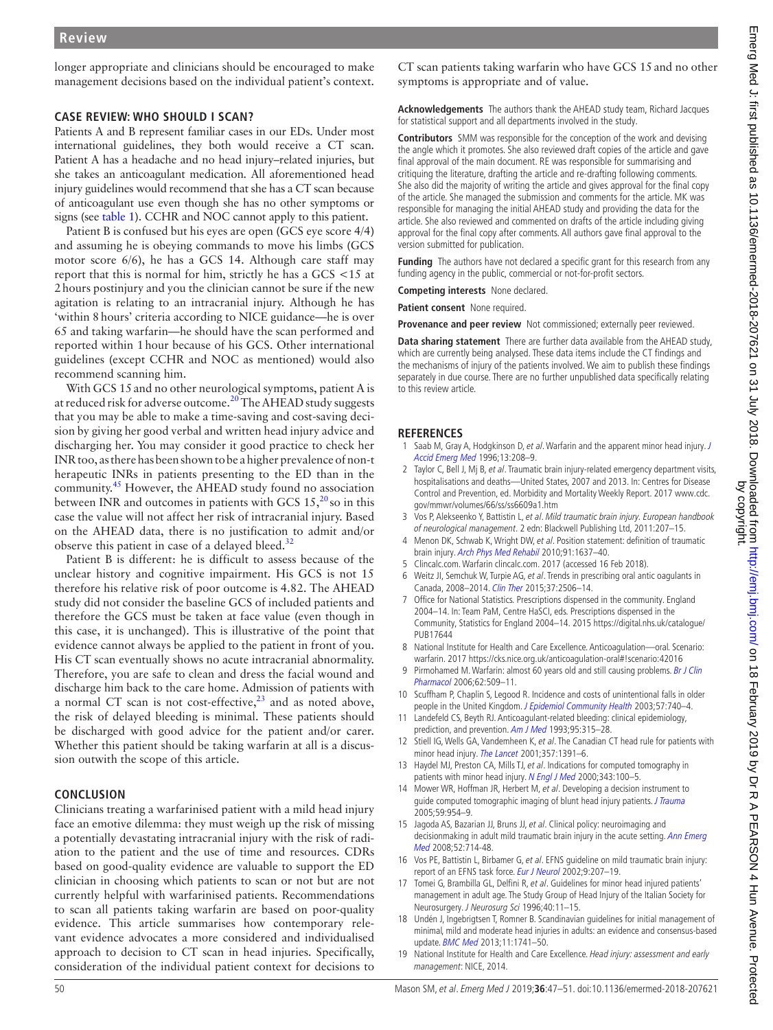longer appropriate and clinicians should be encouraged to make management decisions based on the individual patient's context.

## CASE REVIEW: WHO SHOULD I SCAN?

Patients A and B represent familiar cases in our EDs. Under most international guidelines, they both would receive a CT scan. Patient A has a headache and no head injury–related injuries, but she takes an anticoagulant medication. All aforementioned head injury guidelines would recommend that she has a CT scan because of anticoagulant use even though she has no other symptoms or signs (see table 1). CCHR and NOC cannot apply to this patient.

Patient B is confused but his eyes are open (GCS eye score 4/4) and assuming he is obeying commands to move his limbs (GCS motor score 6/6), he has a GCS 14. Although care staff may report that this is normal for him, strictly he has a GCS <15 at 2 hours postinjury and you the clinician cannot be sure if the new agitation is relating to an intracranial injury. Although he has 'within 8 hours' criteria according to NICE guidance—he is over 65 and taking warfarin—he should have the scan performed and reported within 1 hour because of his GCS. Other international guidelines (except CCHR and NOC as mentioned) would also recommend scanning him.

With GCS 15 and no other neurological symptoms, patient A is at reduced risk for adverse outcome.[20] The AHEAD study suggests that you may be able to make a time-saving and cost-saving decision by giving her good verbal and written head injury advice and discharging her. You may consider it good practice to check her INR too, as there has been shown to be a higher prevalence of non-therapeutic INRs in patients presenting to the ED than in the community.[45] However, the AHEAD study found no association between INR and outcomes in patients with GCS 15,[20] so in this case the value will not affect her risk of intracranial injury. Based on the AHEAD data, there is no justification to admit and/or observe this patient in case of a delayed bleed.[32]

Patient B is different: he is difficult to assess because of the unclear history and cognitive impairment. His GCS is not 15 therefore his relative risk of poor outcome is 4.82. The AHEAD study did not consider the baseline GCS of included patients and therefore the GCS must be taken at face value (even though in this case, it is unchanged). This is illustrative of the point that evidence cannot always be applied to the patient in front of you. His CT scan eventually shows no acute intracranial abnormality. Therefore, you are safe to clean and dress the facial wound and discharge him back to the care home. Admission of patients with a normal CT scan is not cost-effective,[23] and as noted above, the risk of delayed bleeding is minimal. These patients should be discharged with good advice for the patient and/or carer. Whether this patient should be taking warfarin at all is a discussion outwith the scope of this article.

## CONCLUSION

Clinicians treating a warfarinised patient with a mild head injury face an emotive dilemma: they must weigh up the risk of missing a potentially devastating intracranial injury with the risk of radiation to the patient and the use of time and resources. CDRs based on good-quality evidence are valuable to support the ED clinician in choosing which patients to scan or not but are not currently helpful with warfarinised patients. Recommendations to scan all patients taking warfarin are based on poor-quality evidence. This article summarises how contemporary relevant evidence advocates a more considered and individualised approach to decision to CT scan in head injuries. Specifically, consideration of the individual patient context for decisions to CT scan patients taking warfarin who have GCS 15 and no other symptoms is appropriate and of value.

**Acknowledgements** The authors thank the AHEAD study team, Richard Jacques for statistical support and all departments involved in the study.

**Contributors** SMM was responsible for the conception of the work and devising the angle which it promotes. She also reviewed draft copies of the article and gave final approval of the main document. RE was responsible for summarising and critiquing the literature, drafting the article and re-drafting following comments. She also did the majority of writing the article and gives approval for the final copy of the article. She managed the submission and comments for the article. MK was responsible for managing the initial AHEAD study and providing the data for the article. She also reviewed and commented on drafts of the article including giving approval for the final copy after comments. All authors gave final approval to the version submitted for publication.

**Funding** The authors have not declared a specific grant for this research from any funding agency in the public, commercial or not-for-profit sectors.

**Competing interests** None declared.

**Patient consent** None required.

**Provenance and peer review** Not commissioned; externally peer reviewed.

**Data sharing statement** There are further data available from the AHEAD study, which are currently being analysed. These data items include the CT findings and the mechanisms of injury of the patients involved. We aim to publish these findings separately in due course. There are no further unpublished data specifically relating to this review article.

## REFERENCES

1. Saab M, Gray A, Hodgkinson D, *et al*. Warfarin and the apparent minor head injury. *J Accid Emerg Med* 1996;13:208–9.
2. Taylor C, Bell J, Mj B, *et al*. Traumatic brain injury-related emergency department visits, hospitalisations and deaths—United States, 2007 and 2013. In: Centres for Disease Control and Prevention, ed. Morbidity and Mortality Weekly Report. 2017 www.cdc.gov/mmwr/volumes/66/ss/ss6609a1.htm
3. Vos P, Alekseenko Y, Battistin L, *et al*. *Mild traumatic brain injury. European handbook of neurological management*. 2 edn: Blackwell Publishing Ltd, 2011:207–15.
4. Menon DK, Schwab K, Wright DW, *et al*. Position statement: definition of traumatic brain injury. *Arch Phys Med Rehabil* 2010;91:1637–40.
5. Clincalc.com. Warfarin clincalc.com. 2017 (accessed 16 Feb 2018).
6. Weitz JI, Semchuk W, Turpie AG, *et al*. Trends in prescribing oral antic oagulants in Canada, 2008–2014. *Clin Ther* 2015;37:2506–14.
7. Office for National Statistics. Prescriptions dispensed in the community. England 2004–14. In: Team PaM, Centre HaSCI, eds. Prescriptions dispensed in the Community, Statistics for England 2004–14. 2015 https://digital.nhs.uk/catalogue/PUB17644
8. National Institute for Health and Care Excellence. Anticoagulation—oral. Scenario: warfarin. 2017 https://cks.nice.org.uk/anticoagulation-oral#!scenario:42016
9. Pirmohamed M. Warfarin: almost 60 years old and still causing problems. *Br J Clin Pharmacol* 2006;62:509–11.
10. Scuffham P, Chaplin S, Legood R. Incidence and costs of unintentional falls in older people in the United Kingdom. *J Epidemiol Community Health* 2003;57:740–4.
11. Landefeld CS, Beyth RJ. Anticoagulant-related bleeding: clinical epidemiology, prediction, and prevention. *Am J Med* 1993;95:315–28.
12. Stiell IG, Wells GA, Vandemheen K, *et al*. The Canadian CT head rule for patients with minor head injury. *The Lancet* 2001;357:1391–6.
13. Haydel MJ, Preston CA, Mills TJ, *et al*. Indications for computed tomography in patients with minor head injury. *N Engl J Med* 2000;343:100–5.
14. Mower WR, Hoffman JR, Herbert M, *et al*. Developing a decision instrument to guide computed tomographic imaging of blunt head injury patients. *J Trauma* 2005;59:954–9.
15. Jagoda AS, Bazarian JJ, Bruns JJ, *et al*. Clinical policy: neuroimaging and decisionmaking in adult mild traumatic brain injury in the acute setting. *Ann Emerg Med* 2008;52:714-48.
16. Vos PE, Battistin L, Birbamer G, *et al*. EFNS guideline on mild traumatic brain injury: report of an EFNS task force. *Eur J Neurol* 2002;9:207–19.
17. Tomei G, Brambilla GL, Delfini R, *et al*. Guidelines for minor head injured patients' management in adult age. The Study Group of Head Injury of the Italian Society for Neurosurgery. *J Neurosurg Sci* 1996;40:11–15.
18. Undén J, Ingebrigtsen T, Romner B. Scandinavian guidelines for initial management of minimal, mild and moderate head injuries in adults: an evidence and consensus-based update. *BMC Med* 2013;11:1741–50.
19. National Institute for Health and Care Excellence. *Head injury: assessment and early management*: NICE, 2014.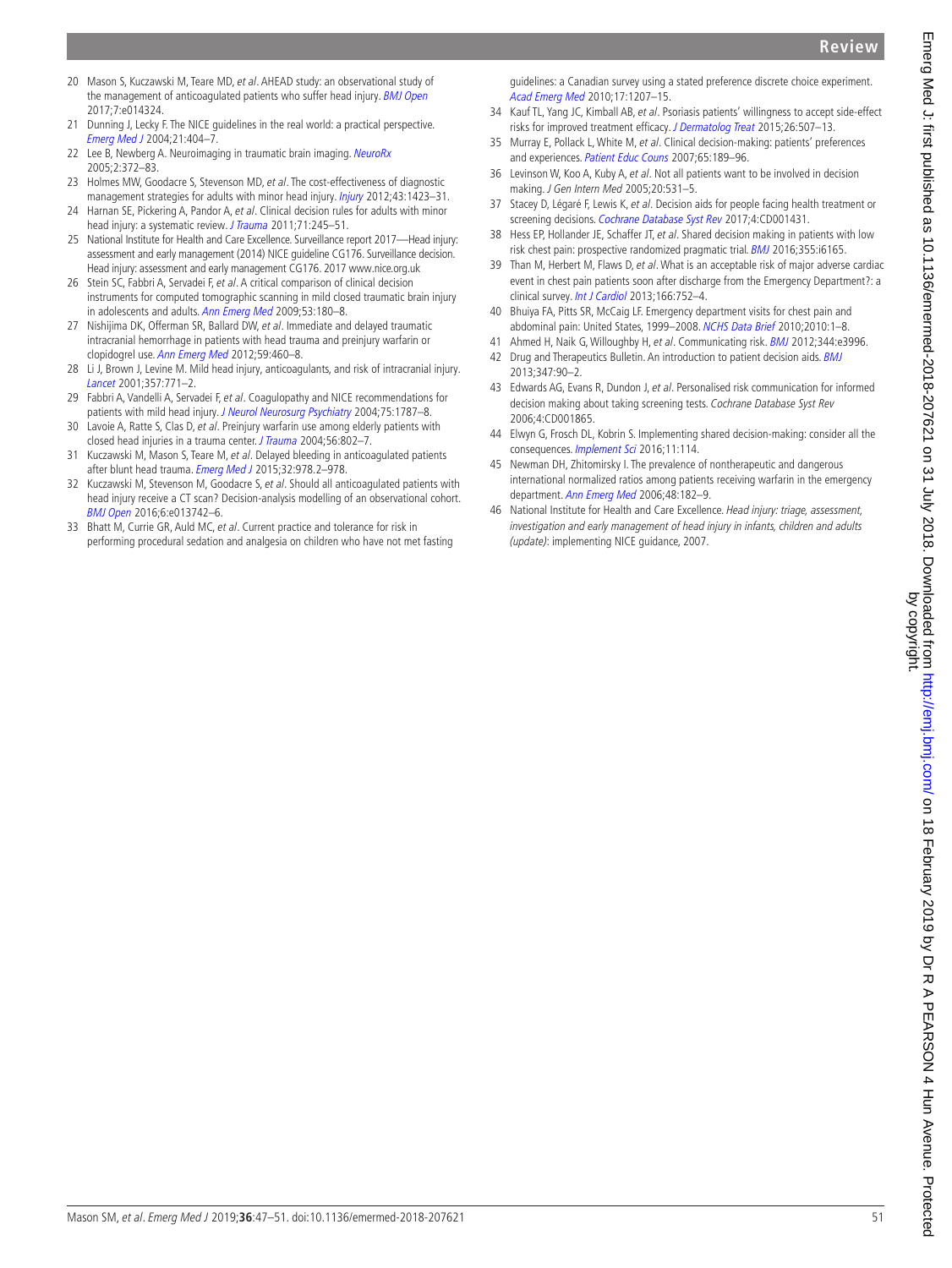20 Mason S, Kuczawski M, Teare MD, *et al*. AHEAD study: an observational study of the management of anticoagulated patients who suffer head injury. *BMJ Open* 2017;7:e014324.

21 Dunning J, Lecky F. The NICE guidelines in the real world: a practical perspective. *Emerg Med J* 2004;21:404–7.

22 Lee B, Newberg A. Neuroimaging in traumatic brain imaging. *NeuroRx* 2005;2:372–83.

23 Holmes MW, Goodacre S, Stevenson MD, *et al*. The cost-effectiveness of diagnostic management strategies for adults with minor head injury. *Injury* 2012;43:1423–31.

24 Harnan SE, Pickering A, Pandor A, *et al*. Clinical decision rules for adults with minor head injury: a systematic review. *J Trauma* 2011;71:245–51.

25 National Institute for Health and Care Excellence. Surveillance report 2017—Head injury: assessment and early management (2014) NICE guideline CG176. Surveillance decision. Head injury: assessment and early management CG176. 2017 www.nice.org.uk

26 Stein SC, Fabbri A, Servadei F, *et al*. A critical comparison of clinical decision instruments for computed tomographic scanning in mild closed traumatic brain injury in adolescents and adults. *Ann Emerg Med* 2009;53:180–8.

27 Nishijima DK, Offerman SR, Ballard DW, *et al*. Immediate and delayed traumatic intracranial hemorrhage in patients with head trauma and preinjury warfarin or clopidogrel use. *Ann Emerg Med* 2012;59:460–8.

28 Li J, Brown J, Levine M. Mild head injury, anticoagulants, and risk of intracranial injury. *Lancet* 2001;357:771–2.

29 Fabbri A, Vandelli A, Servadei F, *et al*. Coagulopathy and NICE recommendations for patients with mild head injury. *J Neurol Neurosurg Psychiatry* 2004;75:1787–8.

30 Lavoie A, Ratte S, Clas D, *et al*. Preinjury warfarin use among elderly patients with closed head injuries in a trauma center. *J Trauma* 2004;56:802–7.

31 Kuczawski M, Mason S, Teare M, *et al*. Delayed bleeding in anticoagulated patients after blunt head trauma. *Emerg Med J* 2015;32:978.2–978.

32 Kuczawski M, Stevenson M, Goodacre S, *et al*. Should all anticoagulated patients with head injury receive a CT scan? Decision-analysis modelling of an observational cohort. *BMJ Open* 2016;6:e013742–6.

33 Bhatt M, Currie GR, Auld MC, *et al*. Current practice and tolerance for risk in performing procedural sedation and analgesia on children who have not met fasting guidelines: a Canadian survey using a stated preference discrete choice experiment. *Acad Emerg Med* 2010;17:1207–15.

34 Kauf TL, Yang JC, Kimball AB, *et al*. Psoriasis patients' willingness to accept side-effect risks for improved treatment efficacy. *J Dermatolog Treat* 2015;26:507–13.

35 Murray E, Pollack L, White M, *et al*. Clinical decision-making: patients' preferences and experiences. *Patient Educ Couns* 2007;65:189–96.

36 Levinson W, Koo A, Kuby A, *et al*. Not all patients want to be involved in decision making. *J Gen Intern Med* 2005;20:531–5.

37 Stacey D, Légaré F, Lewis K, *et al*. Decision aids for people facing health treatment or screening decisions. *Cochrane Database Syst Rev* 2017;4:CD001431.

38 Hess EP, Hollander JE, Schaffer JT, *et al*. Shared decision making in patients with low risk chest pain: prospective randomized pragmatic trial. *BMJ* 2016;355:i6165.

39 Than M, Herbert M, Flaws D, *et al*. What is an acceptable risk of major adverse cardiac event in chest pain patients soon after discharge from the Emergency Department?: a clinical survey. *Int J Cardiol* 2013;166:752–4.

40 Bhuiya FA, Pitts SR, McCaig LF. Emergency department visits for chest pain and abdominal pain: United States, 1999–2008. *NCHS Data Brief* 2010;2010:1–8.

41 Ahmed H, Naik G, Willoughby H, *et al*. Communicating risk. *BMJ* 2012;344:e3996.

42 Drug and Therapeutics Bulletin. An introduction to patient decision aids. *BMJ* 2013;347:90–2.

43 Edwards AG, Evans R, Dundon J, *et al*. Personalised risk communication for informed decision making about taking screening tests. *Cochrane Database Syst Rev* 2006;4:CD001865.

44 Elwyn G, Frosch DL, Kobrin S. Implementing shared decision-making: consider all the consequences. *Implement Sci* 2016;11:114.

45 Newman DH, Zhitomirsky I. The prevalence of nontherapeutic and dangerous international normalized ratios among patients receiving warfarin in the emergency department. *Ann Emerg Med* 2006;48:182–9.

46 National Institute for Health and Care Excellence. *Head injury: triage, assessment, investigation and early management of head injury in infants, children and adults (update)*: implementing NICE guidance, 2007.